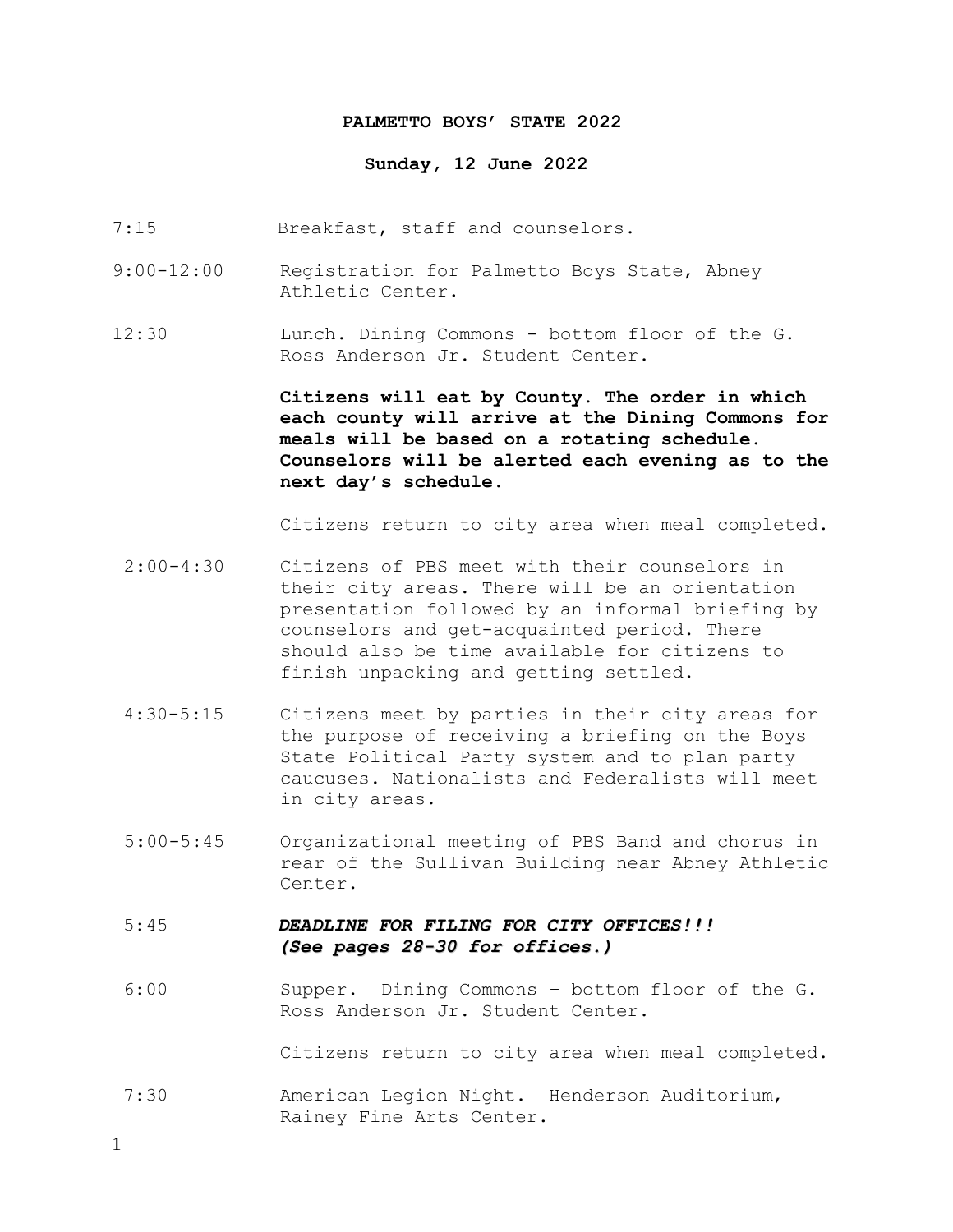# PALMETTO BOYS' STATE 2022

## Sunday, 12 June 2022

7:15 Breakfast, staff and counselors.

9:00-12:00 Registration for Palmetto Boys State, Abney Athletic Center.

12:30 Lunch. Dining Commons - bottom floor of the G. Ross Anderson Jr. Student Center.

**Citizens will eat by County. The order in which each county will arrive at the Dining Commons for meals will be based on a rotating schedule. Counselors will be alerted each evening as to the next day's schedule.**

Citizens return to city area when meal completed.

2:00-4:30 Citizens of PBS meet with their counselors in their city areas. There will be an orientation presentation followed by an informal briefing by counselors and get-acquainted period. There should also be time available for citizens to finish unpacking and getting settled.

4:30-5:15 Citizens meet by parties in their city areas for the purpose of receiving a briefing on the Boys State Political Party system and to plan party caucuses. Nationalists and Federalists will meet in city areas.

5:00-5:45 Organizational meeting of PBS Band and chorus in rear of the Sullivan Building near Abney Athletic Center.

5:45 ***DEADLINE FOR FILING FOR CITY OFFICES!!! (See pages 28-30 for offices.)***

6:00 Supper. Dining Commons – bottom floor of the G. Ross Anderson Jr. Student Center.

Citizens return to city area when meal completed.

7:30 American Legion Night. Henderson Auditorium, Rainey Fine Arts Center.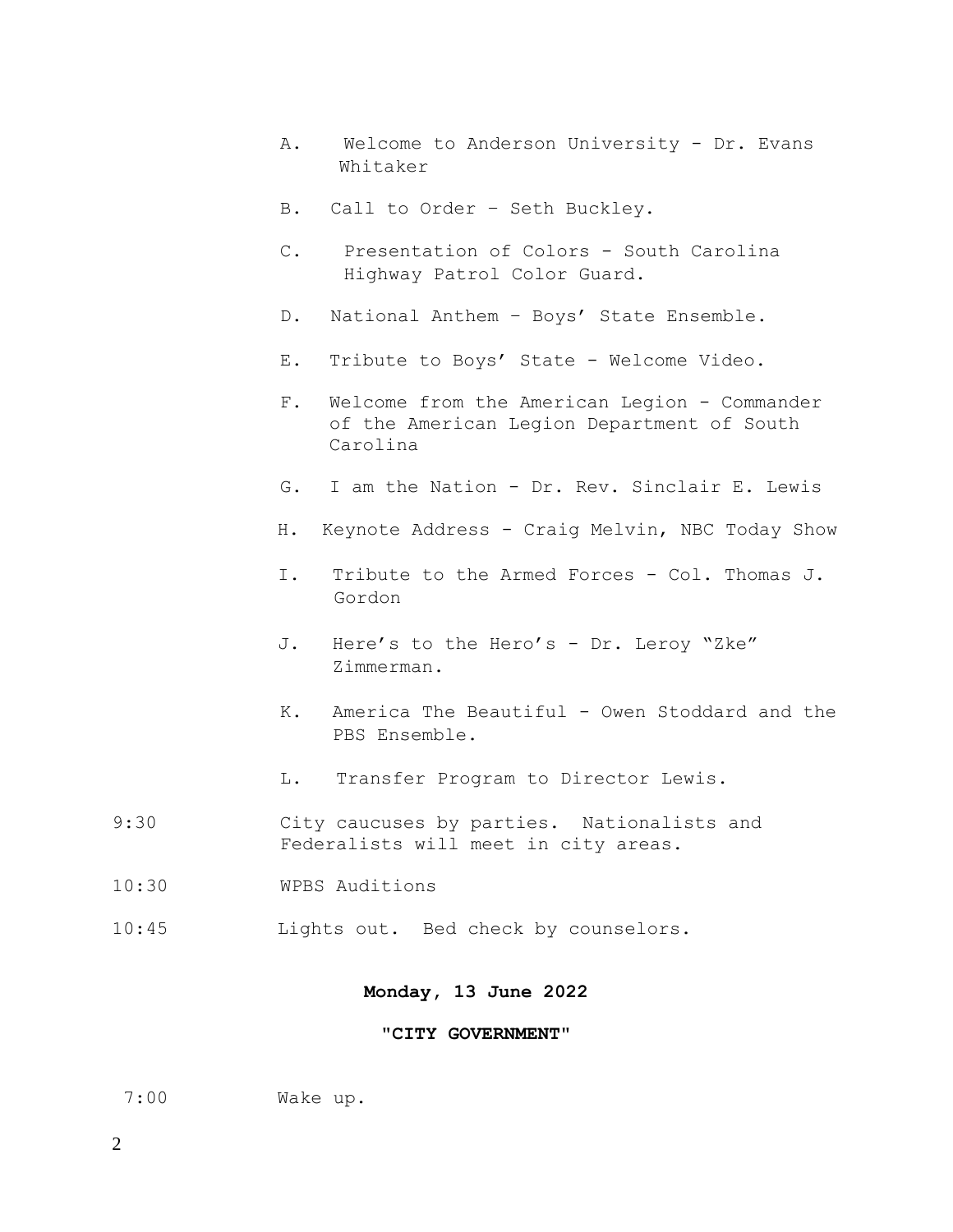A. Welcome to Anderson University - Dr. Evans Whitaker

B. Call to Order – Seth Buckley.

C. Presentation of Colors - South Carolina Highway Patrol Color Guard.

D. National Anthem – Boys' State Ensemble.

E. Tribute to Boys' State - Welcome Video.

F. Welcome from the American Legion - Commander of the American Legion Department of South Carolina

G. I am the Nation - Dr. Rev. Sinclair E. Lewis

H. Keynote Address - Craig Melvin, NBC Today Show

I. Tribute to the Armed Forces - Col. Thomas J. Gordon

J. Here's to the Hero's - Dr. Leroy "Zke" Zimmerman.

K. America The Beautiful - Owen Stoddard and the PBS Ensemble.

L. Transfer Program to Director Lewis.

9:30 City caucuses by parties. Nationalists and Federalists will meet in city areas.

10:30 WPBS Auditions

10:45 Lights out. Bed check by counselors.

**Monday, 13 June 2022**

**"CITY GOVERNMENT"**

7:00 Wake up.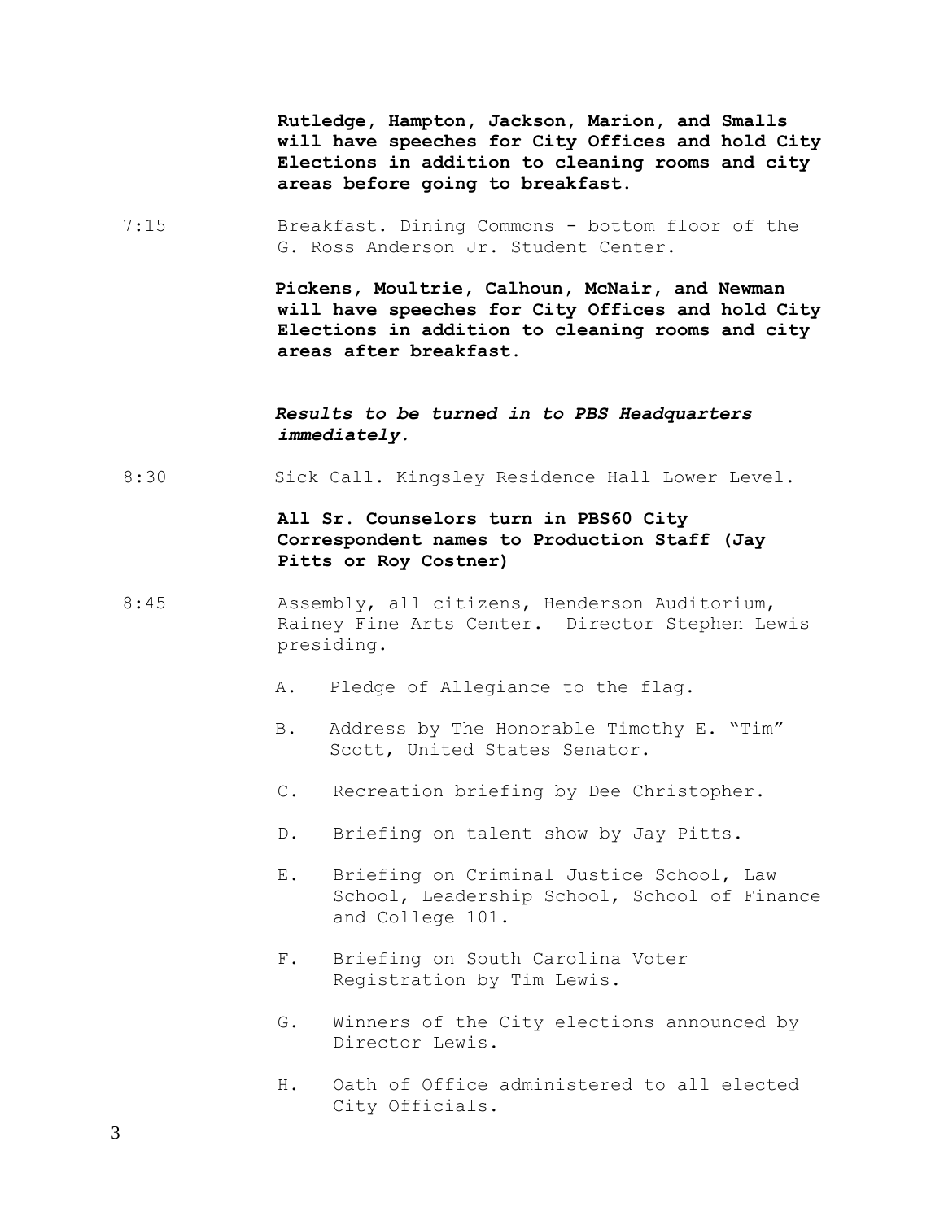**Rutledge, Hampton, Jackson, Marion, and Smalls will have speeches for City Offices and hold City Elections in addition to cleaning rooms and city areas before going to breakfast.**

7:15 Breakfast. Dining Commons - bottom floor of the G. Ross Anderson Jr. Student Center.

**Pickens, Moultrie, Calhoun, McNair, and Newman will have speeches for City Offices and hold City Elections in addition to cleaning rooms and city areas after breakfast.**

***Results to be turned in to PBS Headquarters immediately.***

8:30 Sick Call. Kingsley Residence Hall Lower Level.

**All Sr. Counselors turn in PBS60 City Correspondent names to Production Staff (Jay Pitts or Roy Costner)**

8:45 Assembly, all citizens, Henderson Auditorium, Rainey Fine Arts Center. Director Stephen Lewis presiding.

A. Pledge of Allegiance to the flag.

B. Address by The Honorable Timothy E. "Tim" Scott, United States Senator.

C. Recreation briefing by Dee Christopher.

D. Briefing on talent show by Jay Pitts.

E. Briefing on Criminal Justice School, Law School, Leadership School, School of Finance and College 101.

F. Briefing on South Carolina Voter Registration by Tim Lewis.

G. Winners of the City elections announced by Director Lewis.

H. Oath of Office administered to all elected City Officials.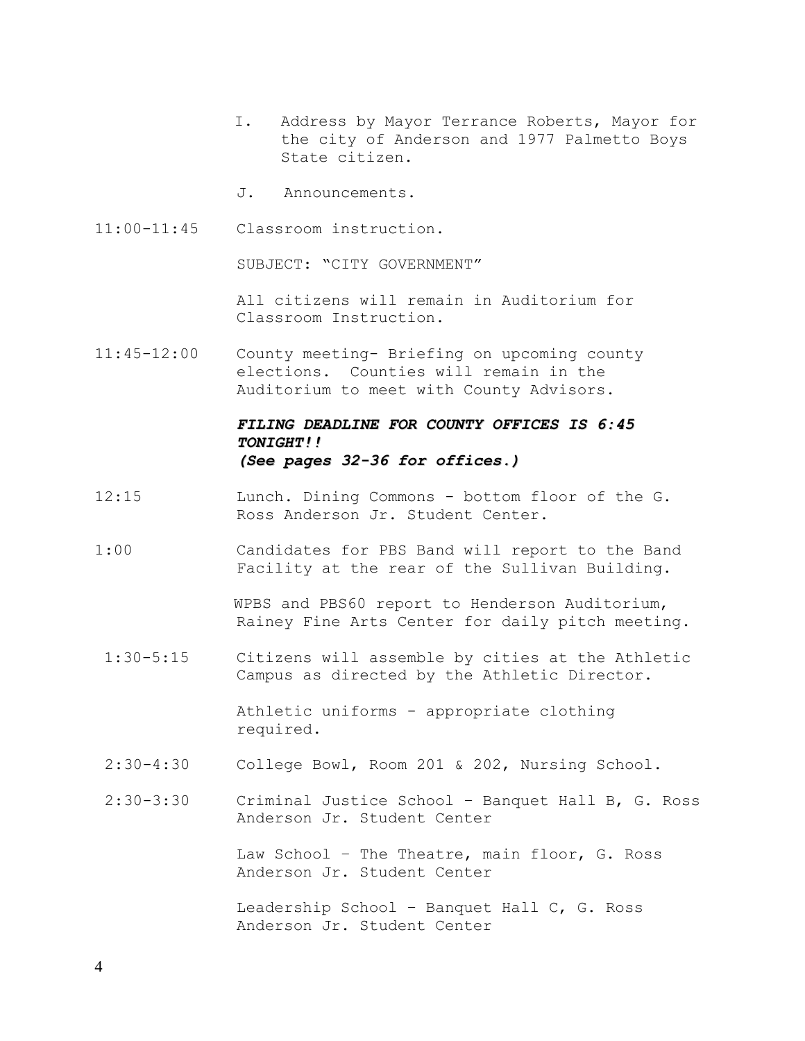I. Address by Mayor Terrance Roberts, Mayor for the city of Anderson and 1977 Palmetto Boys State citizen.

J. Announcements.

11:00-11:45 Classroom instruction.

SUBJECT: "CITY GOVERNMENT"

All citizens will remain in Auditorium for Classroom Instruction.

11:45-12:00 County meeting- Briefing on upcoming county elections. Counties will remain in the Auditorium to meet with County Advisors.

***FILING DEADLINE FOR COUNTY OFFICES IS 6:45 TONIGHT!!***
***(See pages 32-36 for offices.)***

12:15 Lunch. Dining Commons - bottom floor of the G. Ross Anderson Jr. Student Center.

1:00 Candidates for PBS Band will report to the Band Facility at the rear of the Sullivan Building.

WPBS and PBS60 report to Henderson Auditorium, Rainey Fine Arts Center for daily pitch meeting.

1:30-5:15 Citizens will assemble by cities at the Athletic Campus as directed by the Athletic Director.

Athletic uniforms - appropriate clothing required.

2:30-4:30 College Bowl, Room 201 & 202, Nursing School.

2:30-3:30 Criminal Justice School – Banquet Hall B, G. Ross Anderson Jr. Student Center

Law School – The Theatre, main floor, G. Ross Anderson Jr. Student Center

Leadership School – Banquet Hall C, G. Ross Anderson Jr. Student Center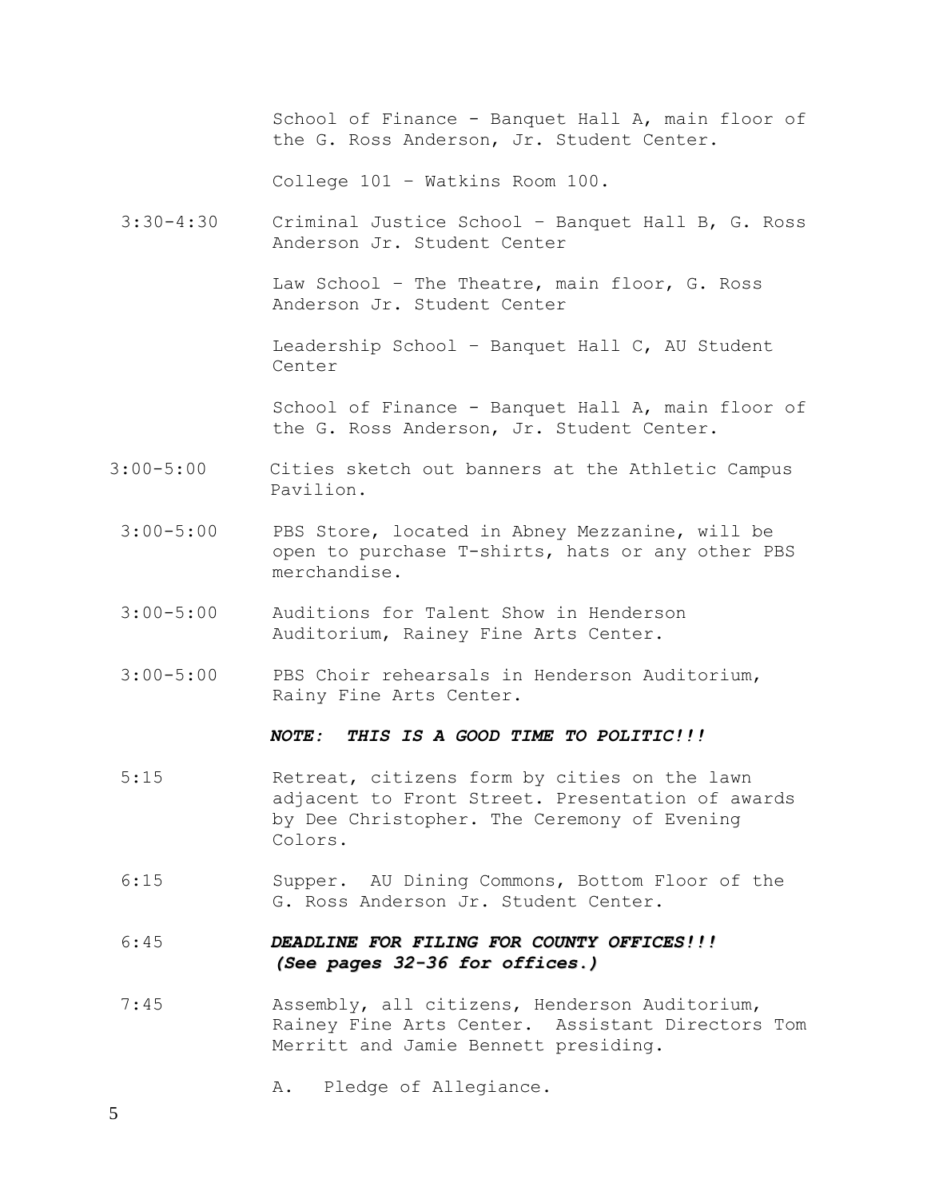School of Finance - Banquet Hall A, main floor of the G. Ross Anderson, Jr. Student Center.

College 101 – Watkins Room 100.

3:30-4:30 Criminal Justice School – Banquet Hall B, G. Ross Anderson Jr. Student Center

Law School – The Theatre, main floor, G. Ross Anderson Jr. Student Center

Leadership School – Banquet Hall C, AU Student Center

School of Finance - Banquet Hall A, main floor of the G. Ross Anderson, Jr. Student Center.

3:00-5:00 Cities sketch out banners at the Athletic Campus Pavilion.

3:00-5:00 PBS Store, located in Abney Mezzanine, will be open to purchase T-shirts, hats or any other PBS merchandise.

3:00-5:00 Auditions for Talent Show in Henderson Auditorium, Rainey Fine Arts Center.

3:00-5:00 PBS Choir rehearsals in Henderson Auditorium, Rainy Fine Arts Center.

***NOTE: THIS IS A GOOD TIME TO POLITIC!!!***

5:15 Retreat, citizens form by cities on the lawn adjacent to Front Street. Presentation of awards by Dee Christopher. The Ceremony of Evening Colors.

6:15 Supper. AU Dining Commons, Bottom Floor of the G. Ross Anderson Jr. Student Center.

6:45 ***DEADLINE FOR FILING FOR COUNTY OFFICES!!! (See pages 32-36 for offices.)***

7:45 Assembly, all citizens, Henderson Auditorium, Rainey Fine Arts Center. Assistant Directors Tom Merritt and Jamie Bennett presiding.

A. Pledge of Allegiance.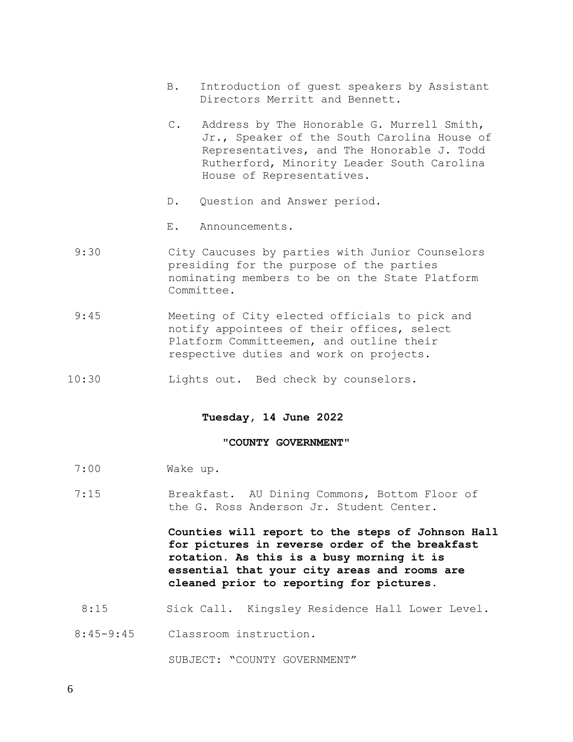B. Introduction of guest speakers by Assistant Directors Merritt and Bennett.

C. Address by The Honorable G. Murrell Smith, Jr., Speaker of the South Carolina House of Representatives, and The Honorable J. Todd Rutherford, Minority Leader South Carolina House of Representatives.

D. Question and Answer period.

E. Announcements.

9:30 City Caucuses by parties with Junior Counselors presiding for the purpose of the parties nominating members to be on the State Platform Committee.

9:45 Meeting of City elected officials to pick and notify appointees of their offices, select Platform Committeemen, and outline their respective duties and work on projects.

10:30 Lights out. Bed check by counselors.

**Tuesday, 14 June 2022**

**"COUNTY GOVERNMENT"**

7:00 Wake up.

7:15 Breakfast. AU Dining Commons, Bottom Floor of the G. Ross Anderson Jr. Student Center.

**Counties will report to the steps of Johnson Hall for pictures in reverse order of the breakfast rotation. As this is a busy morning it is essential that your city areas and rooms are cleaned prior to reporting for pictures.**

8:15 Sick Call. Kingsley Residence Hall Lower Level.

8:45-9:45 Classroom instruction.

SUBJECT: "COUNTY GOVERNMENT"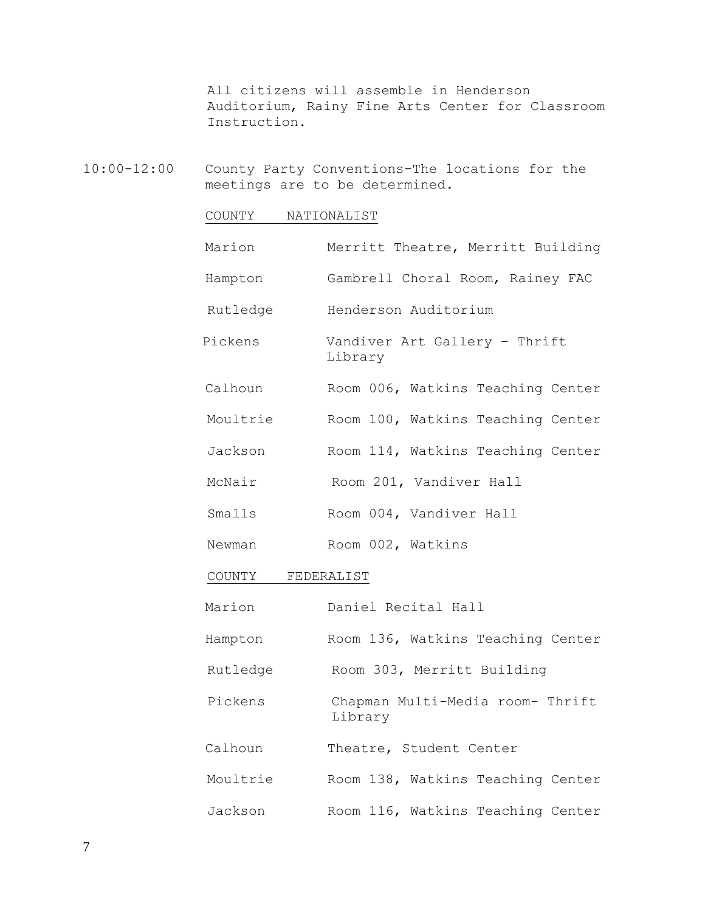All citizens will assemble in Henderson Auditorium, Rainy Fine Arts Center for Classroom Instruction.

10:00-12:00 County Party Conventions-The locations for the meetings are to be determined.

| COUNTY | NATIONALIST |
|---|---|
| Marion | Merritt Theatre, Merritt Building |
| Hampton | Gambrell Choral Room, Rainey FAC |
| Rutledge | Henderson Auditorium |
| Pickens | Vandiver Art Gallery – Thrift Library |
| Calhoun | Room 006, Watkins Teaching Center |
| Moultrie | Room 100, Watkins Teaching Center |
| Jackson | Room 114, Watkins Teaching Center |
| McNair | Room 201, Vandiver Hall |
| Smalls | Room 004, Vandiver Hall |
| Newman | Room 002, Watkins |

| COUNTY | FEDERALIST |
|---|---|
| Marion | Daniel Recital Hall |
| Hampton | Room 136, Watkins Teaching Center |
| Rutledge | Room 303, Merritt Building |
| Pickens | Chapman Multi-Media room- Thrift Library |
| Calhoun | Theatre, Student Center |
| Moultrie | Room 138, Watkins Teaching Center |
| Jackson | Room 116, Watkins Teaching Center |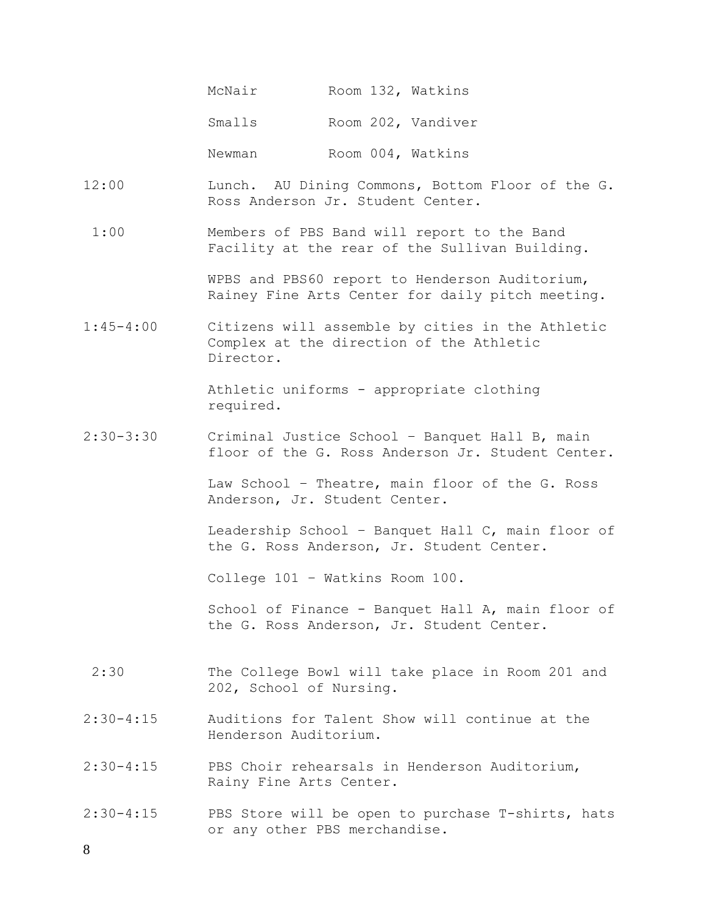| | | |
|---|---|---|
| | McNair | Room 132, Watkins |
| | Smalls | Room 202, Vandiver |
| | Newman | Room 004, Watkins |

12:00 Lunch. AU Dining Commons, Bottom Floor of the G. Ross Anderson Jr. Student Center.

1:00 Members of PBS Band will report to the Band Facility at the rear of the Sullivan Building.

WPBS and PBS60 report to Henderson Auditorium, Rainey Fine Arts Center for daily pitch meeting.

1:45-4:00 Citizens will assemble by cities in the Athletic Complex at the direction of the Athletic Director.

Athletic uniforms - appropriate clothing required.

2:30-3:30 Criminal Justice School – Banquet Hall B, main floor of the G. Ross Anderson Jr. Student Center.

Law School – Theatre, main floor of the G. Ross Anderson, Jr. Student Center.

Leadership School – Banquet Hall C, main floor of the G. Ross Anderson, Jr. Student Center.

College 101 – Watkins Room 100.

School of Finance - Banquet Hall A, main floor of the G. Ross Anderson, Jr. Student Center.

2:30 The College Bowl will take place in Room 201 and 202, School of Nursing.

2:30-4:15 Auditions for Talent Show will continue at the Henderson Auditorium.

2:30-4:15 PBS Choir rehearsals in Henderson Auditorium, Rainy Fine Arts Center.

2:30-4:15 PBS Store will be open to purchase T-shirts, hats or any other PBS merchandise.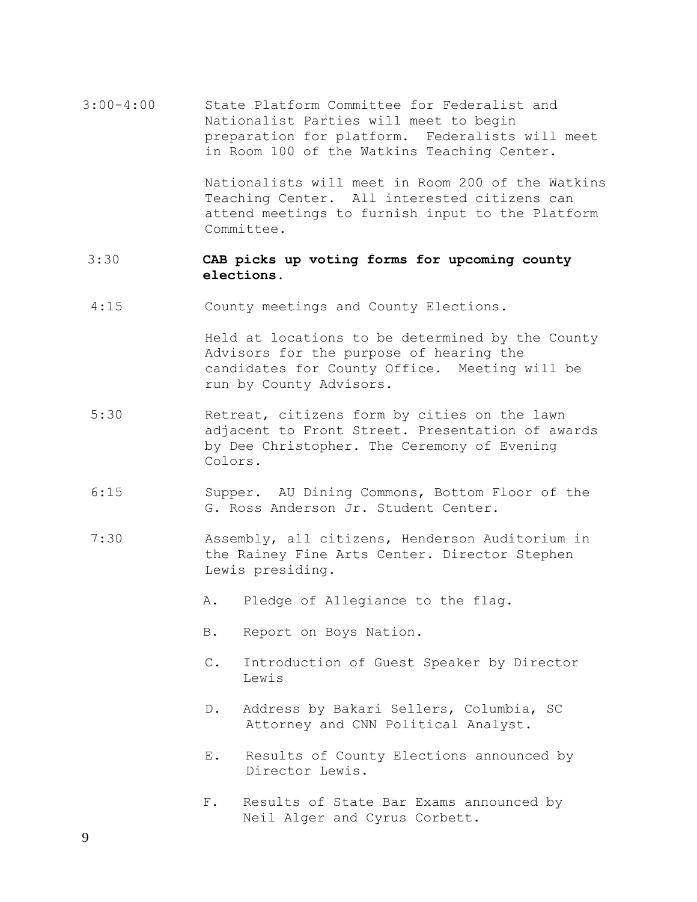3:00-4:00 State Platform Committee for Federalist and Nationalist Parties will meet to begin preparation for platform. Federalists will meet in Room 100 of the Watkins Teaching Center.

Nationalists will meet in Room 200 of the Watkins Teaching Center. All interested citizens can attend meetings to furnish input to the Platform Committee.

3:30 **CAB picks up voting forms for upcoming county elections.**

4:15 County meetings and County Elections.

Held at locations to be determined by the County Advisors for the purpose of hearing the candidates for County Office. Meeting will be run by County Advisors.

5:30 Retreat, citizens form by cities on the lawn adjacent to Front Street. Presentation of awards by Dee Christopher. The Ceremony of Evening Colors.

6:15 Supper. AU Dining Commons, Bottom Floor of the G. Ross Anderson Jr. Student Center.

7:30 Assembly, all citizens, Henderson Auditorium in the Rainey Fine Arts Center. Director Stephen Lewis presiding.

A. Pledge of Allegiance to the flag.

B. Report on Boys Nation.

C. Introduction of Guest Speaker by Director Lewis

D. Address by Bakari Sellers, Columbia, SC Attorney and CNN Political Analyst.

E. Results of County Elections announced by Director Lewis.

F. Results of State Bar Exams announced by Neil Alger and Cyrus Corbett.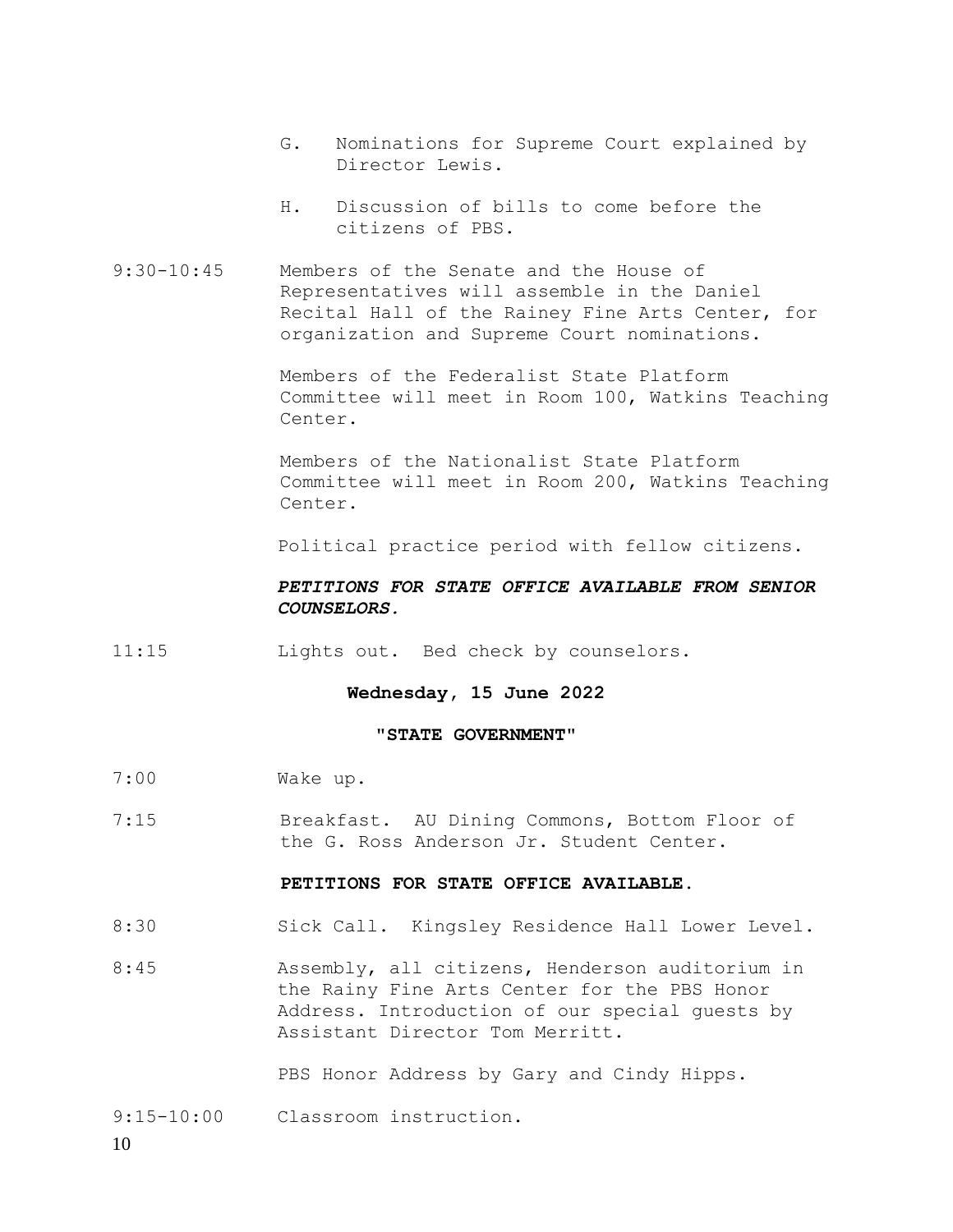G. Nominations for Supreme Court explained by Director Lewis.

H. Discussion of bills to come before the citizens of PBS.

9:30-10:45 Members of the Senate and the House of Representatives will assemble in the Daniel Recital Hall of the Rainey Fine Arts Center, for organization and Supreme Court nominations.

Members of the Federalist State Platform Committee will meet in Room 100, Watkins Teaching Center.

Members of the Nationalist State Platform Committee will meet in Room 200, Watkins Teaching Center.

Political practice period with fellow citizens.

***PETITIONS FOR STATE OFFICE AVAILABLE FROM SENIOR COUNSELORS.***

11:15 Lights out. Bed check by counselors.

**Wednesday, 15 June 2022**

**"STATE GOVERNMENT"**

7:00 Wake up.

7:15 Breakfast. AU Dining Commons, Bottom Floor of the G. Ross Anderson Jr. Student Center.

**PETITIONS FOR STATE OFFICE AVAILABLE.**

8:30 Sick Call. Kingsley Residence Hall Lower Level.

8:45 Assembly, all citizens, Henderson auditorium in the Rainy Fine Arts Center for the PBS Honor Address. Introduction of our special guests by Assistant Director Tom Merritt.

PBS Honor Address by Gary and Cindy Hipps.

9:15-10:00 Classroom instruction.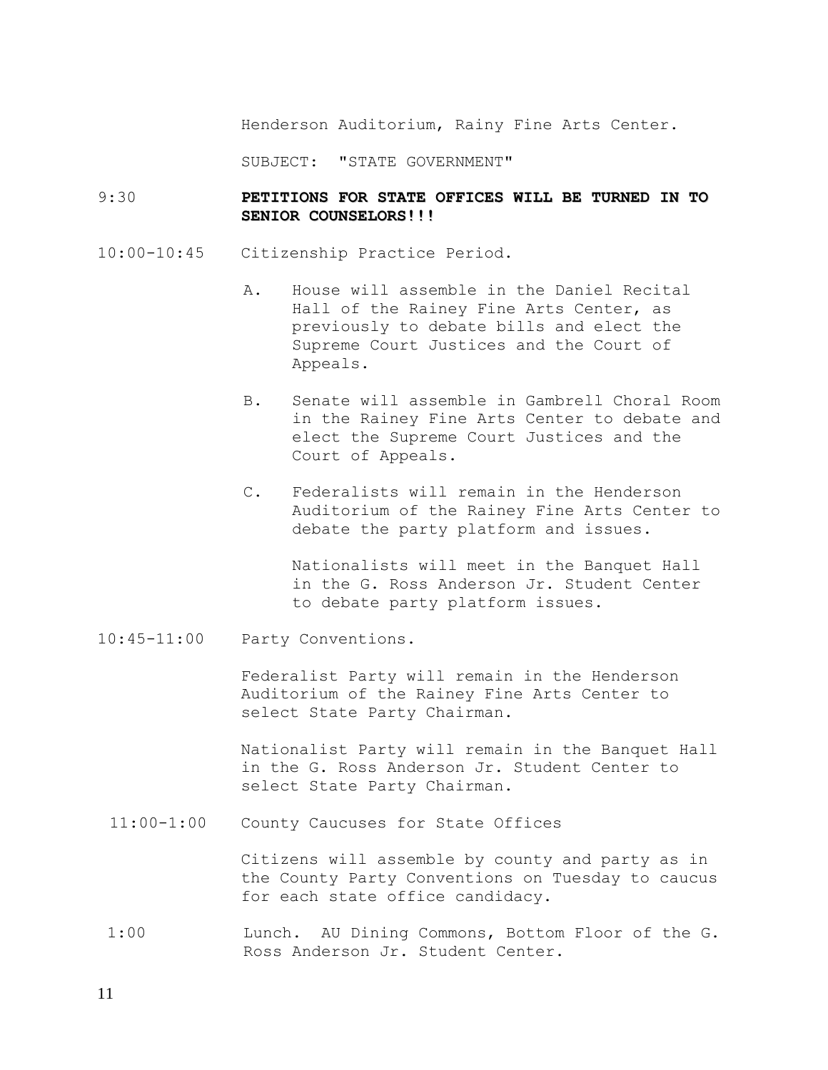Henderson Auditorium, Rainy Fine Arts Center.

SUBJECT: "STATE GOVERNMENT"

9:30 **PETITIONS FOR STATE OFFICES WILL BE TURNED IN TO SENIOR COUNSELORS!!!**

10:00-10:45 Citizenship Practice Period.

A. House will assemble in the Daniel Recital Hall of the Rainey Fine Arts Center, as previously to debate bills and elect the Supreme Court Justices and the Court of Appeals.

B. Senate will assemble in Gambrell Choral Room in the Rainey Fine Arts Center to debate and elect the Supreme Court Justices and the Court of Appeals.

C. Federalists will remain in the Henderson Auditorium of the Rainey Fine Arts Center to debate the party platform and issues.

Nationalists will meet in the Banquet Hall in the G. Ross Anderson Jr. Student Center to debate party platform issues.

10:45-11:00 Party Conventions.

Federalist Party will remain in the Henderson Auditorium of the Rainey Fine Arts Center to select State Party Chairman.

Nationalist Party will remain in the Banquet Hall in the G. Ross Anderson Jr. Student Center to select State Party Chairman.

11:00-1:00 County Caucuses for State Offices

Citizens will assemble by county and party as in the County Party Conventions on Tuesday to caucus for each state office candidacy.

1:00 Lunch. AU Dining Commons, Bottom Floor of the G. Ross Anderson Jr. Student Center.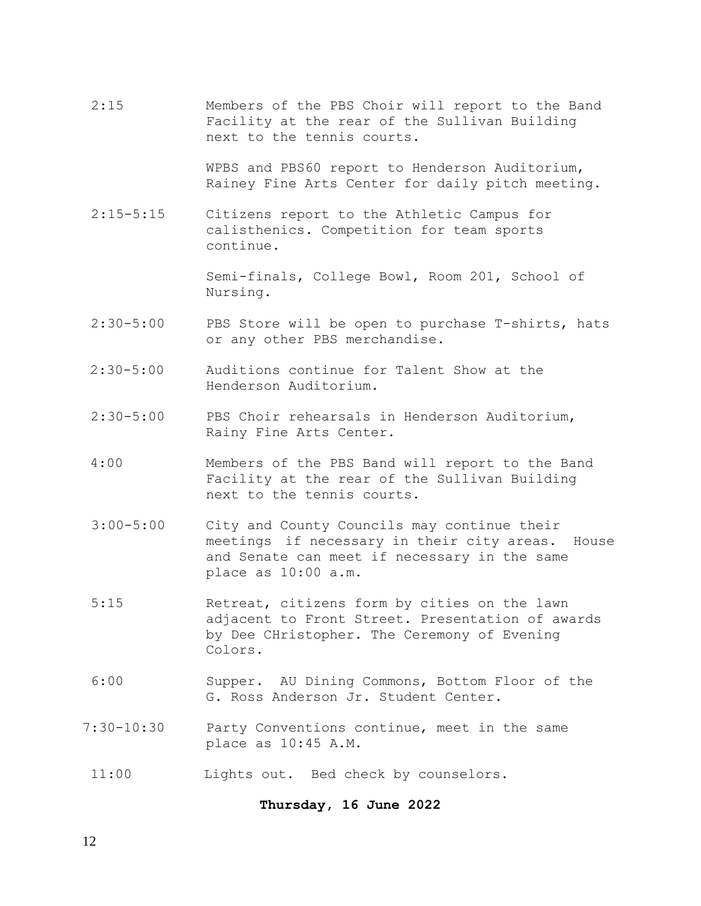| | |
|---|---|
| 2:15 | Members of the PBS Choir will report to the Band Facility at the rear of the Sullivan Building next to the tennis courts. |
| | WPBS and PBS60 report to Henderson Auditorium, Rainey Fine Arts Center for daily pitch meeting. |
| 2:15-5:15 | Citizens report to the Athletic Campus for calisthenics. Competition for team sports continue. |
| | Semi-finals, College Bowl, Room 201, School of Nursing. |
| 2:30-5:00 | PBS Store will be open to purchase T-shirts, hats or any other PBS merchandise. |
| 2:30-5:00 | Auditions continue for Talent Show at the Henderson Auditorium. |
| 2:30-5:00 | PBS Choir rehearsals in Henderson Auditorium, Rainy Fine Arts Center. |
| 4:00 | Members of the PBS Band will report to the Band Facility at the rear of the Sullivan Building next to the tennis courts. |
| 3:00-5:00 | City and County Councils may continue their meetings if necessary in their city areas. House and Senate can meet if necessary in the same place as 10:00 a.m. |
| 5:15 | Retreat, citizens form by cities on the lawn adjacent to Front Street. Presentation of awards by Dee CHristopher. The Ceremony of Evening Colors. |
| 6:00 | Supper. AU Dining Commons, Bottom Floor of the G. Ross Anderson Jr. Student Center. |
| 7:30-10:30 | Party Conventions continue, meet in the same place as 10:45 A.M. |
| 11:00 | Lights out. Bed check by counselors. |

**Thursday, 16 June 2022**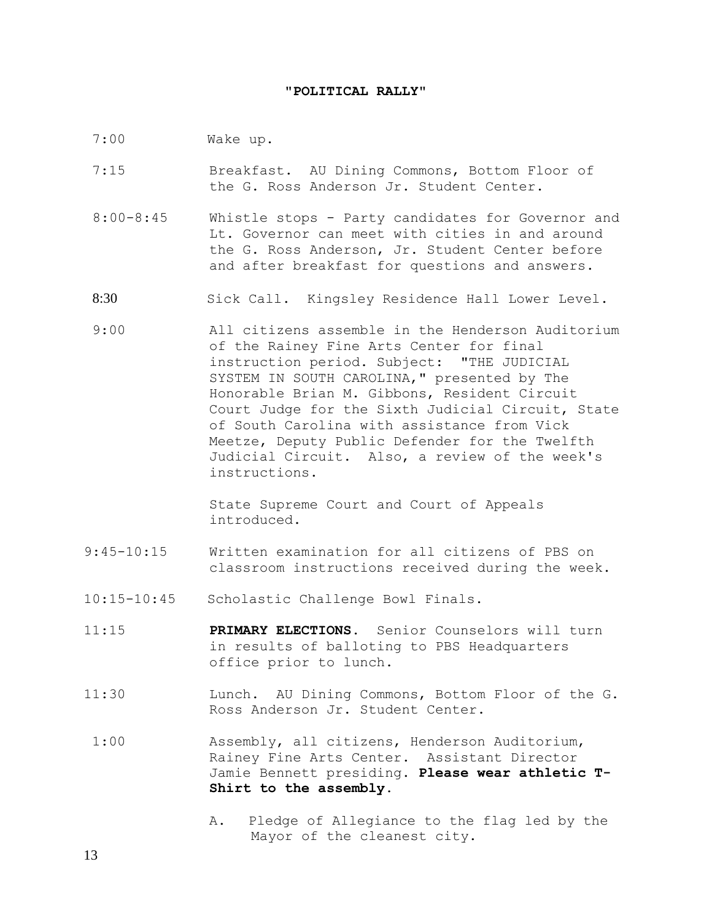## "POLITICAL RALLY"

| | |
|---|---|
| 7:00 | Wake up. |
| 7:15 | Breakfast. AU Dining Commons, Bottom Floor of the G. Ross Anderson Jr. Student Center. |
| 8:00-8:45 | Whistle stops - Party candidates for Governor and Lt. Governor can meet with cities in and around the G. Ross Anderson, Jr. Student Center before and after breakfast for questions and answers. |
| 8:30 | Sick Call. Kingsley Residence Hall Lower Level. |
| 9:00 | All citizens assemble in the Henderson Auditorium of the Rainey Fine Arts Center for final instruction period. Subject: "THE JUDICIAL SYSTEM IN SOUTH CAROLINA," presented by The Honorable Brian M. Gibbons, Resident Circuit Court Judge for the Sixth Judicial Circuit, State of South Carolina with assistance from Vick Meetze, Deputy Public Defender for the Twelfth Judicial Circuit. Also, a review of the week's instructions.<br><br>State Supreme Court and Court of Appeals introduced. |
| 9:45-10:15 | Written examination for all citizens of PBS on classroom instructions received during the week. |
| 10:15-10:45 | Scholastic Challenge Bowl Finals. |
| 11:15 | **PRIMARY ELECTIONS.** Senior Counselors will turn in results of balloting to PBS Headquarters office prior to lunch. |
| 11:30 | Lunch. AU Dining Commons, Bottom Floor of the G. Ross Anderson Jr. Student Center. |
| 1:00 | Assembly, all citizens, Henderson Auditorium, Rainey Fine Arts Center. Assistant Director Jamie Bennett presiding. **Please wear athletic T-Shirt to the assembly.**<br><br>A. Pledge of Allegiance to the flag led by the Mayor of the cleanest city. |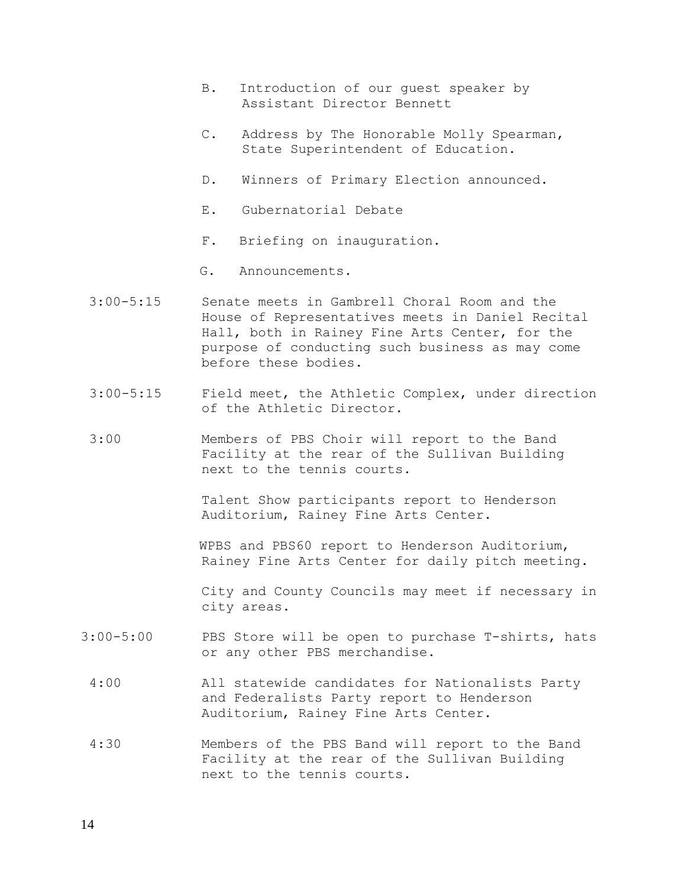B. Introduction of our guest speaker by Assistant Director Bennett

C. Address by The Honorable Molly Spearman, State Superintendent of Education.

D. Winners of Primary Election announced.

E. Gubernatorial Debate

F. Briefing on inauguration.

G. Announcements.

3:00-5:15 Senate meets in Gambrell Choral Room and the House of Representatives meets in Daniel Recital Hall, both in Rainey Fine Arts Center, for the purpose of conducting such business as may come before these bodies.

3:00-5:15 Field meet, the Athletic Complex, under direction of the Athletic Director.

3:00 Members of PBS Choir will report to the Band Facility at the rear of the Sullivan Building next to the tennis courts.

Talent Show participants report to Henderson Auditorium, Rainey Fine Arts Center.

WPBS and PBS60 report to Henderson Auditorium, Rainey Fine Arts Center for daily pitch meeting.

City and County Councils may meet if necessary in city areas.

3:00-5:00 PBS Store will be open to purchase T-shirts, hats or any other PBS merchandise.

4:00 All statewide candidates for Nationalists Party and Federalists Party report to Henderson Auditorium, Rainey Fine Arts Center.

4:30 Members of the PBS Band will report to the Band Facility at the rear of the Sullivan Building next to the tennis courts.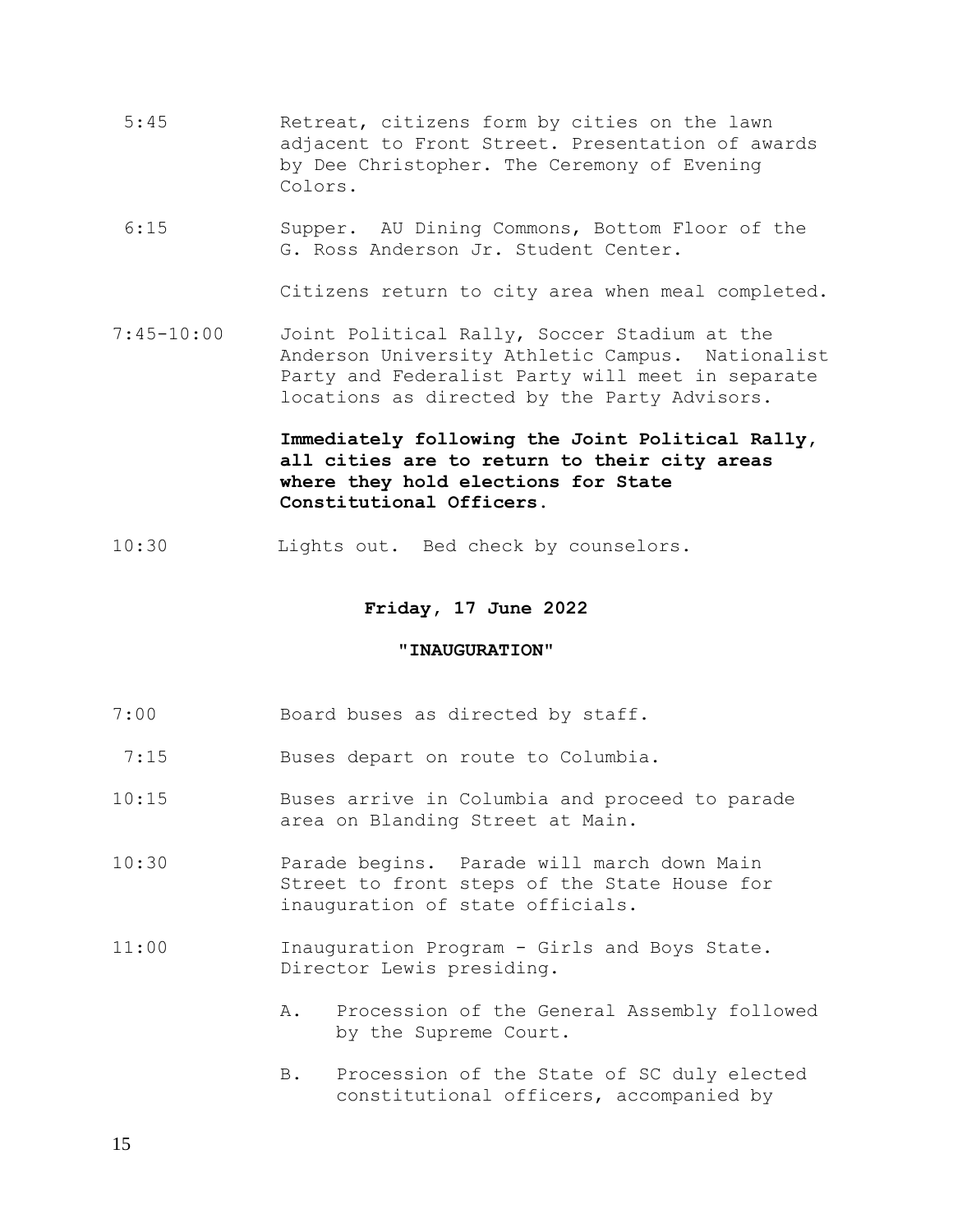| | |
|---|---|
| 5:45 | Retreat, citizens form by cities on the lawn adjacent to Front Street. Presentation of awards by Dee Christopher. The Ceremony of Evening Colors. |
| 6:15 | Supper. AU Dining Commons, Bottom Floor of the G. Ross Anderson Jr. Student Center.<br><br>Citizens return to city area when meal completed. |
| 7:45-10:00 | Joint Political Rally, Soccer Stadium at the Anderson University Athletic Campus. Nationalist Party and Federalist Party will meet in separate locations as directed by the Party Advisors.<br><br>**Immediately following the Joint Political Rally, all cities are to return to their city areas where they hold elections for State Constitutional Officers.** |
| 10:30 | Lights out. Bed check by counselors. |

## Friday, 17 June 2022

### "INAUGURATION"

| | |
|---|---|
| 7:00 | Board buses as directed by staff. |
| 7:15 | Buses depart on route to Columbia. |
| 10:15 | Buses arrive in Columbia and proceed to parade area on Blanding Street at Main. |
| 10:30 | Parade begins. Parade will march down Main Street to front steps of the State House for inauguration of state officials. |
| 11:00 | Inauguration Program - Girls and Boys State. Director Lewis presiding.<br><br>A. Procession of the General Assembly followed by the Supreme Court.<br><br>B. Procession of the State of SC duly elected constitutional officers, accompanied by |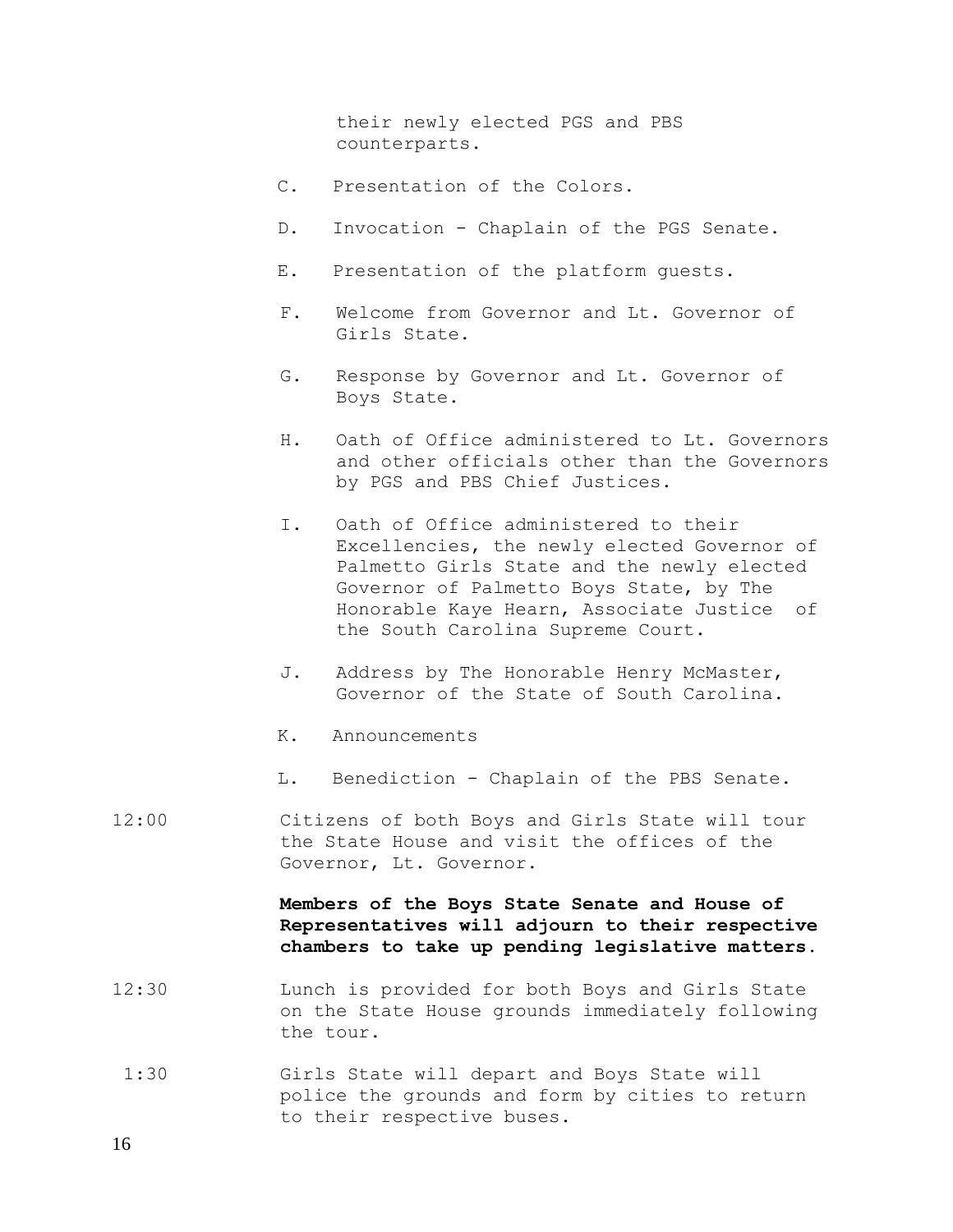their newly elected PGS and PBS counterparts.

C. Presentation of the Colors.

D. Invocation - Chaplain of the PGS Senate.

E. Presentation of the platform guests.

F. Welcome from Governor and Lt. Governor of Girls State.

G. Response by Governor and Lt. Governor of Boys State.

H. Oath of Office administered to Lt. Governors and other officials other than the Governors by PGS and PBS Chief Justices.

I. Oath of Office administered to their Excellencies, the newly elected Governor of Palmetto Girls State and the newly elected Governor of Palmetto Boys State, by The Honorable Kaye Hearn, Associate Justice of the South Carolina Supreme Court.

J. Address by The Honorable Henry McMaster, Governor of the State of South Carolina.

K. Announcements

L. Benediction - Chaplain of the PBS Senate.

12:00 Citizens of both Boys and Girls State will tour the State House and visit the offices of the Governor, Lt. Governor.

**Members of the Boys State Senate and House of Representatives will adjourn to their respective chambers to take up pending legislative matters.**

12:30 Lunch is provided for both Boys and Girls State on the State House grounds immediately following the tour.

1:30 Girls State will depart and Boys State will police the grounds and form by cities to return to their respective buses.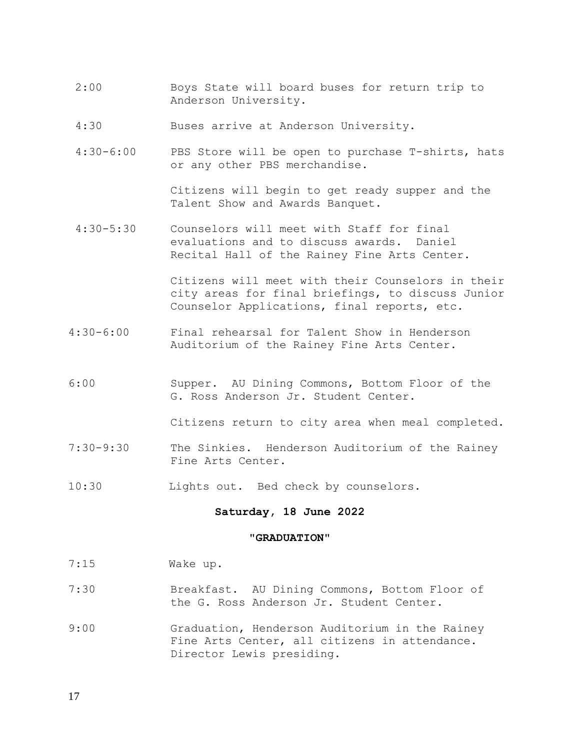2:00 Boys State will board buses for return trip to Anderson University.

4:30 Buses arrive at Anderson University.

4:30-6:00 PBS Store will be open to purchase T-shirts, hats or any other PBS merchandise.

Citizens will begin to get ready supper and the Talent Show and Awards Banquet.

4:30-5:30 Counselors will meet with Staff for final evaluations and to discuss awards. Daniel Recital Hall of the Rainey Fine Arts Center.

Citizens will meet with their Counselors in their city areas for final briefings, to discuss Junior Counselor Applications, final reports, etc.

4:30-6:00 Final rehearsal for Talent Show in Henderson Auditorium of the Rainey Fine Arts Center.

6:00 Supper. AU Dining Commons, Bottom Floor of the G. Ross Anderson Jr. Student Center.

Citizens return to city area when meal completed.

7:30-9:30 The Sinkies. Henderson Auditorium of the Rainey Fine Arts Center.

10:30 Lights out. Bed check by counselors.

**Saturday, 18 June 2022**

**"GRADUATION"**

7:15 Wake up.

7:30 Breakfast. AU Dining Commons, Bottom Floor of the G. Ross Anderson Jr. Student Center.

9:00 Graduation, Henderson Auditorium in the Rainey Fine Arts Center, all citizens in attendance. Director Lewis presiding.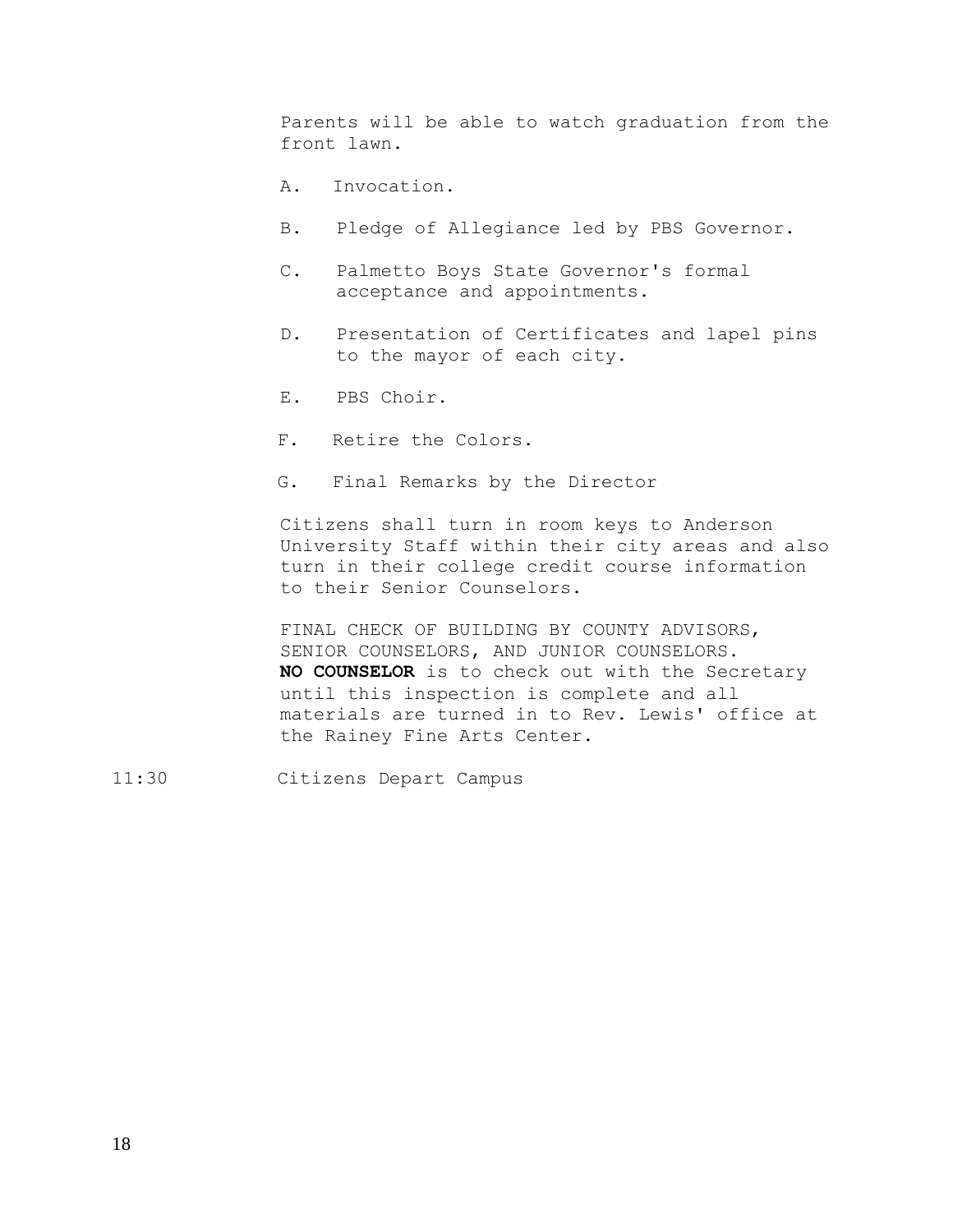Parents will be able to watch graduation from the front lawn.

A. Invocation.

B. Pledge of Allegiance led by PBS Governor.

C. Palmetto Boys State Governor's formal acceptance and appointments.

D. Presentation of Certificates and lapel pins to the mayor of each city.

E. PBS Choir.

F. Retire the Colors.

G. Final Remarks by the Director

Citizens shall turn in room keys to Anderson University Staff within their city areas and also turn in their college credit course information to their Senior Counselors.

FINAL CHECK OF BUILDING BY COUNTY ADVISORS, SENIOR COUNSELORS, AND JUNIOR COUNSELORS. **NO COUNSELOR** is to check out with the Secretary until this inspection is complete and all materials are turned in to Rev. Lewis' office at the Rainey Fine Arts Center.

11:30 Citizens Depart Campus